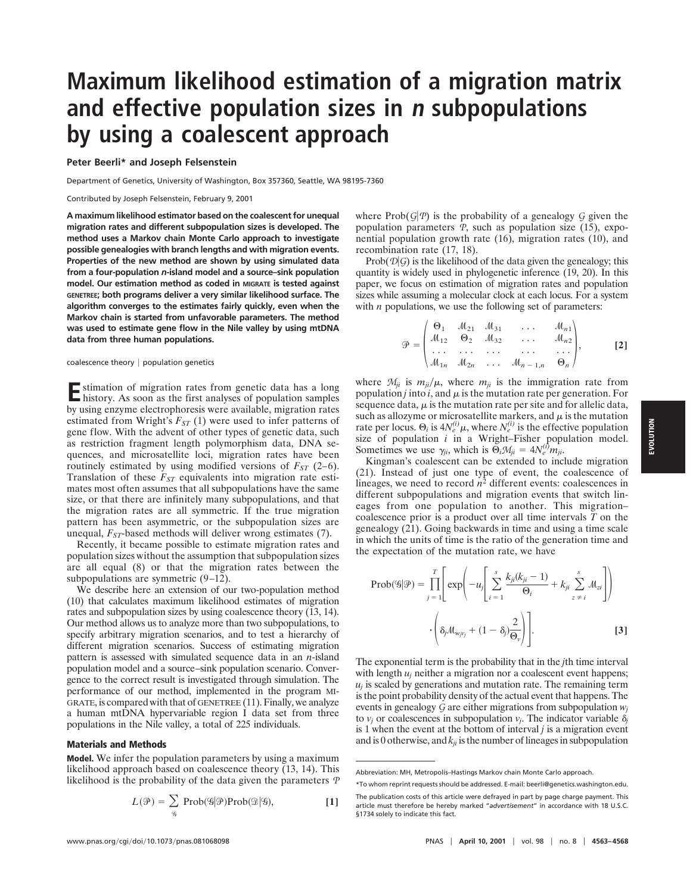# Maximum likelihood estimation of a migration matrix and effective population sizes in *n* subpopulations by using a coalescent approach

**Peter Beerli*** **and Joseph Felsenstein**

Department of Genetics, University of Washington, Box 357360, Seattle, WA 98195-7360

Contributed by Joseph Felsenstein, February 9, 2001

**A maximum likelihood estimator based on the coalescent for unequal migration rates and different subpopulation sizes is developed. The method uses a Markov chain Monte Carlo approach to investigate possible genealogies with branch lengths and with migration events. Properties of the new method are shown by using simulated data from a four-population *n*-island model and a source–sink population model. Our estimation method as coded in MIGRATE is tested against GENETREE; both programs deliver a very similar likelihood surface. The algorithm converges to the estimates fairly quickly, even when the Markov chain is started from unfavorable parameters. The method was used to estimate gene flow in the Nile valley by using mtDNA data from three human populations.**

coalescence theory | population genetics

Estimation of migration rates from genetic data has a long history. As soon as the first analyses of population samples by using enzyme electrophoresis were available, migration rates estimated from Wright's $F_{ST}$ (1) were used to infer patterns of gene flow. With the advent of other types of genetic data, such as restriction fragment length polymorphism data, DNA sequences, and microsatellite loci, migration rates have been routinely estimated by using modified versions of $F_{ST}$ (2–6). Translation of these $F_{ST}$ equivalents into migration rate estimates most often assumes that all subpopulations have the same size, or that there are infinitely many subpopulations, and that the migration rates are all symmetric. If the true migration pattern has been asymmetric, or the subpopulation sizes are unequal, $F_{ST}$-based methods will deliver wrong estimates (7).

Recently, it became possible to estimate migration rates and population sizes without the assumption that subpopulation sizes are all equal (8) or that the migration rates between the subpopulations are symmetric (9–12).

We describe here an extension of our two-population method (10) that calculates maximum likelihood estimates of migration rates and subpopulation sizes by using coalescence theory (13, 14). Our method allows us to analyze more than two subpopulations, to specify arbitrary migration scenarios, and to test a hierarchy of different migration scenarios. Success of estimating migration pattern is assessed with simulated sequence data in an *n*-island population model and a source–sink population scenario. Convergence to the correct result is investigated through simulation. The performance of our method, implemented in the program MIGRATE, is compared with that of GENETREE (11). Finally, we analyze a human mtDNA hypervariable region I data set from three populations in the Nile valley, a total of 225 individuals.

## Materials and Methods

**Model.** We infer the population parameters by using a maximum likelihood approach based on coalescence theory (13, 14). This likelihood is the probability of the data given the parameters $\mathcal{P}$

$$L(\mathcal{P}) = \sum_{\mathcal{G}} \text{Prob}(\mathcal{G}|\mathcal{P})\text{Prob}(\mathcal{D}|\mathcal{G}), \qquad [1]$$

where $\text{Prob}(\mathcal{G}|\mathcal{P})$ is the probability of a genealogy $\mathcal{G}$ given the population parameters $\mathcal{P}$, such as population size (15), exponential population growth rate (16), migration rates (10), and recombination rate (17, 18).

$\text{Prob}(\mathcal{D}|\mathcal{G})$ is the likelihood of the data given the genealogy; this quantity is widely used in phylogenetic inference (19, 20). In this paper, we focus on estimation of migration rates and population sizes while assuming a molecular clock at each locus. For a system with $n$ populations, we use the following set of parameters:

$$\mathcal{P} = \begin{pmatrix} \Theta_1 & \mathcal{M}_{21} & \mathcal{M}_{31} & \dots & \mathcal{M}_{n1} \\ \mathcal{M}_{12} & \Theta_2 & \mathcal{M}_{32} & \dots & \mathcal{M}_{n2} \\ \dots & \dots & \dots & \dots & \dots \\ \mathcal{M}_{1n} & \mathcal{M}_{2n} & \dots & \mathcal{M}_{n-1,n} & \Theta_n \end{pmatrix}, \qquad [2]$$

where $\mathcal{M}_{ji}$ is $m_{ji}/\mu$, where $m_{ji}$ is the immigration rate from population $j$ into $i$, and $\mu$ is the mutation rate per generation. For sequence data, $\mu$ is the mutation rate per site and for allelic data, such as allozyme or microsatellite markers, and $\mu$ is the mutation rate per locus. $\Theta_i$ is $4N_e^{(i)}\mu$, where $N_e^{(i)}$ is the effective population size of population $i$ in a Wright–Fisher population model. Sometimes we use $\gamma_{ji}$, which is $\Theta_i\mathcal{M}_{ji} = 4N_e^{(i)}m_{ji}$.

Kingman's coalescent can be extended to include migration (21). Instead of just one type of event, the coalescence of lineages, we need to record $n^2$ different events: coalescences in different subpopulations and migration events that switch lineages from one population to another. This migration–coalescence prior is a product over all time intervals $T$ on the genealogy (21). Going backwards in time and using a time scale in which the units of time is the ratio of the generation time and the expectation of the mutation rate, we have

$$\text{Prob}(\mathcal{G}|\mathcal{P}) = \prod_{j=1}^{T}\left[\exp\left(-u_j\left[\sum_{i=1}^{s}\frac{k_{ji}(k_{ji}-1)}{\Theta_i} + k_{ji}\sum_{z\neq i}^{s}\mathcal{M}_{zi}\right]\right)\cdot\left(\delta_j\mathcal{M}_{w_jv_j} + (1-\delta_j)\frac{2}{\Theta_v}\right)\right]. \qquad [3]$$

The exponential term is the probability that in the $j$th time interval with length $u_j$ neither a migration nor a coalescent event happens; $u_j$ is scaled by generations and mutation rate. The remaining term is the point probability density of the actual event that happens. The events in genealogy $\mathcal{G}$ are either migrations from subpopulation $w_j$ to $v_j$ or coalescences in subpopulation $v_j$. The indicator variable $\delta_j$ is 1 when the event at the bottom of interval $j$ is a migration event and is 0 otherwise, and $k_{ji}$ is the number of lineages in subpopulation

---

Abbreviation: MH, Metropolis–Hastings Markov chain Monte Carlo approach.

*To whom reprint requests should be addressed. E-mail: beerli@genetics.washington.edu.

The publication costs of this article were defrayed in part by page charge payment. This article must therefore be hereby marked "*advertisement*" in accordance with 18 U.S.C. §1734 solely to indicate this fact.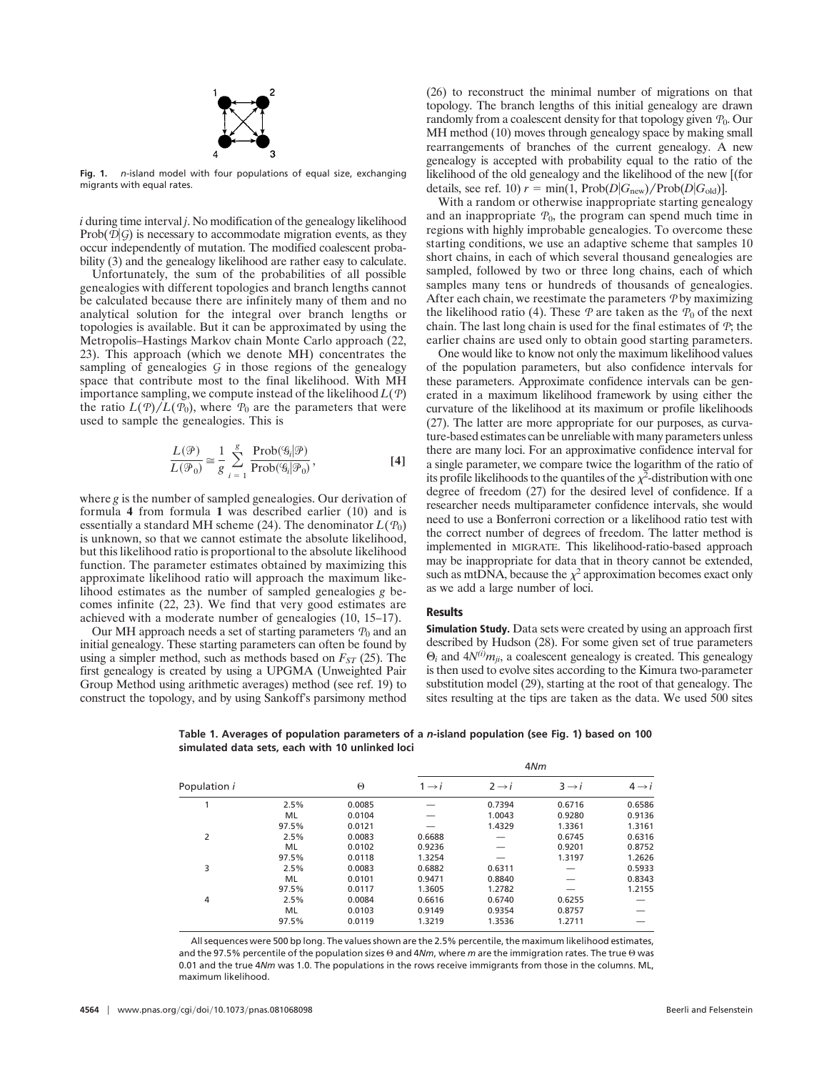Fig. 1. *n*-island model with four populations of equal size, exchanging migrants with equal rates.

$i$ during time interval $j$. No modification of the genealogy likelihood $\text{Prob}(\mathcal{D}|\mathcal{G})$ is necessary to accommodate migration events, as they occur independently of mutation. The modified coalescent probability (3) and the genealogy likelihood are rather easy to calculate.

Unfortunately, the sum of the probabilities of all possible genealogies with different topologies and branch lengths cannot be calculated because there are infinitely many of them and no analytical solution for the integral over branch lengths or topologies is available. But it can be approximated by using the Metropolis–Hastings Markov chain Monte Carlo approach (22, 23). This approach (which we denote MH) concentrates the sampling of genealogies $\mathcal{G}$ in those regions of the genealogy space that contribute most to the final likelihood. With MH importance sampling, we compute instead of the likelihood $L(\mathcal{P})$ the ratio $L(\mathcal{P})/L(\mathcal{P}_0)$, where $\mathcal{P}_0$ are the parameters that were used to sample the genealogies. This is

$$\frac{L(\mathcal{P})}{L(\mathcal{P}_0)} \cong \frac{1}{g} \sum_{i=1}^{g} \frac{\text{Prob}(\mathcal{G}_i|\mathcal{P})}{\text{Prob}(\mathcal{G}_i|\mathcal{P}_0)}, \qquad [4]$$

where $g$ is the number of sampled genealogies. Our derivation of formula **4** from formula **1** was described earlier (10) and is essentially a standard MH scheme (24). The denominator $L(\mathcal{P}_0)$ is unknown, so that we cannot estimate the absolute likelihood, but this likelihood ratio is proportional to the absolute likelihood function. The parameter estimates obtained by maximizing this approximate likelihood ratio will approach the maximum likelihood estimates as the number of sampled genealogies $g$ becomes infinite (22, 23). We find that very good estimates are achieved with a moderate number of genealogies (10, 15–17).

Our MH approach needs a set of starting parameters $\mathcal{P}_0$ and an initial genealogy. These starting parameters can often be found by using a simpler method, such as methods based on $F_{ST}$ (25). The first genealogy is created by using a UPGMA (Unweighted Pair Group Method using arithmetic averages) method (see ref. 19) to construct the topology, and by using Sankoff's parsimony method (26) to reconstruct the minimal number of migrations on that topology. The branch lengths of this initial genealogy are drawn randomly from a coalescent density for that topology given $\mathcal{P}_0$. Our MH method (10) moves through genealogy space by making small rearrangements of branches of the current genealogy. A new genealogy is accepted with probability equal to the ratio of the likelihood of the old genealogy and the likelihood of the new [(for details, see ref. 10) $r = \min(1, \text{Prob}(D|G_{\text{new}})/\text{Prob}(D|G_{\text{old}})$].

With a random or otherwise inappropriate starting genealogy and an inappropriate $\mathcal{P}_0$, the program can spend much time in regions with highly improbable genealogies. To overcome these starting conditions, we use an adaptive scheme that samples 10 short chains, in each of which several thousand genealogies are sampled, followed by two or three long chains, each of which samples many tens or hundreds of thousands of genealogies. After each chain, we reestimate the parameters $\mathcal{P}$ by maximizing the likelihood ratio (4). These $\mathcal{P}$ are taken as the $\mathcal{P}_0$ of the next chain. The last long chain is used for the final estimates of $\mathcal{P}$; the earlier chains are used only to obtain good starting parameters.

One would like to know not only the maximum likelihood values of the population parameters, but also confidence intervals for these parameters. Approximate confidence intervals can be generated in a maximum likelihood framework by using either the curvature of the likelihood at its maximum or profile likelihoods (27). The latter are more appropriate for our purposes, as curvature-based estimates can be unreliable with many parameters unless there are many loci. For an approximative confidence interval for a single parameter, we compare twice the logarithm of the ratio of its profile likelihoods to the quantiles of the $\chi^2$-distribution with one degree of freedom (27) for the desired level of confidence. If a researcher needs multiparameter confidence intervals, she would need to use a Bonferroni correction or a likelihood ratio test with the correct number of degrees of freedom. The latter method is implemented in MIGRATE. This likelihood-ratio-based approach may be inappropriate for data that in theory cannot be extended, such as mtDNA, because the $\chi^2$ approximation becomes exact only as we add a large number of loci.

## Results

**Simulation Study.** Data sets were created by using an approach first described by Hudson (28). For some given set of true parameters $\Theta_i$ and $4N^{(i)}m_{ji}$, a coalescent genealogy is created. This genealogy is then used to evolve sites according to the Kimura two-parameter substitution model (29), starting at the root of that genealogy. The sites resulting at the tips are taken as the data. We used 500 sites

**Table 1. Averages of population parameters of a *n*-island population (see Fig. 1) based on 100 simulated data sets, each with 10 unlinked loci**

| | | | 4*Nm* | | | |
|---|---|---|---|---|---|---|
| Population *i* | | Θ | 1 → *i* | 2 → *i* | 3 → *i* | 4 → *i* |
| 1 | 2.5% | 0.0085 | — | 0.7394 | 0.6716 | 0.6586 |
| | ML | 0.0104 | — | 1.0043 | 0.9280 | 0.9136 |
| | 97.5% | 0.0121 | — | 1.4329 | 1.3361 | 1.3161 |
| 2 | 2.5% | 0.0083 | 0.6688 | — | 0.6745 | 0.6316 |
| | ML | 0.0102 | 0.9236 | — | 0.9201 | 0.8752 |
| | 97.5% | 0.0118 | 1.3254 | — | 1.3197 | 1.2626 |
| 3 | 2.5% | 0.0083 | 0.6882 | 0.6311 | — | 0.5933 |
| | ML | 0.0101 | 0.9471 | 0.8840 | — | 0.8343 |
| | 97.5% | 0.0117 | 1.3605 | 1.2782 | — | 1.2155 |
| 4 | 2.5% | 0.0084 | 0.6616 | 0.6740 | 0.6255 | — |
| | ML | 0.0103 | 0.9149 | 0.9354 | 0.8757 | — |
| | 97.5% | 0.0119 | 1.3219 | 1.3536 | 1.2711 | — |

All sequences were 500 bp long. The values shown are the 2.5% percentile, the maximum likelihood estimates, and the 97.5% percentile of the population sizes Θ and 4*Nm*, where *m* are the immigration rates. The true Θ was 0.01 and the true 4*Nm* was 1.0. The populations in the rows receive immigrants from those in the columns. ML, maximum likelihood.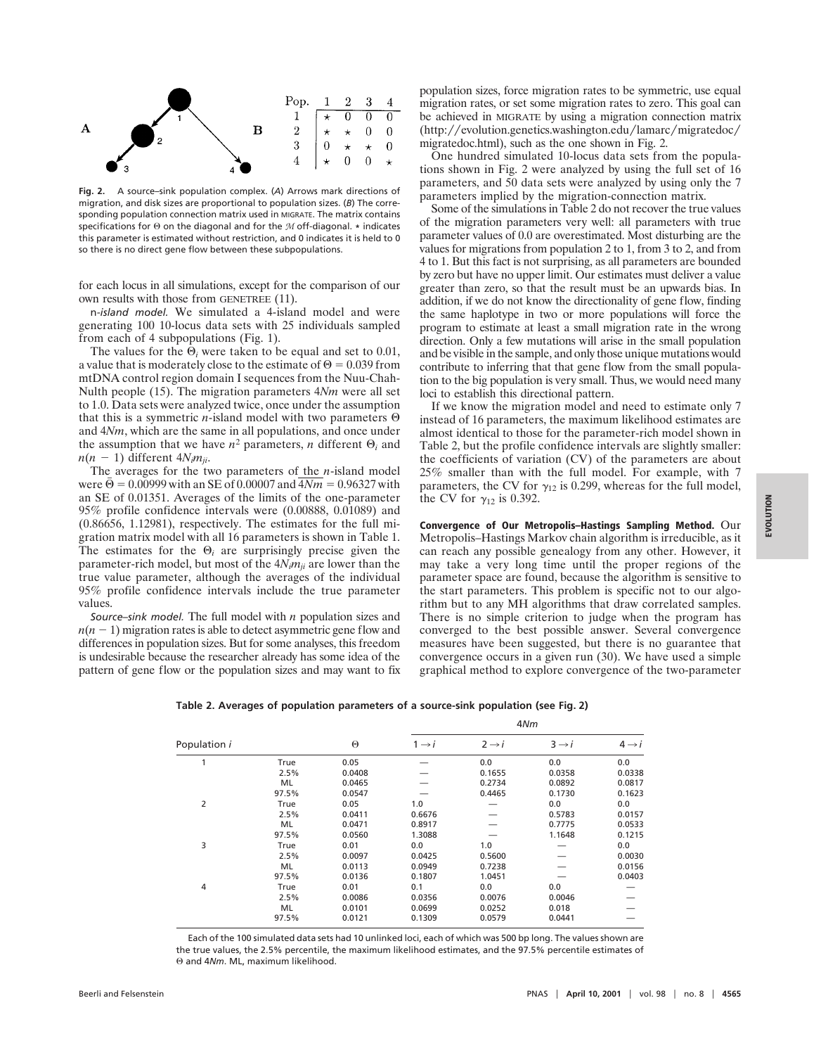Fig. 2 (B) migration connection matrix:

| Pop. | 1 | 2 | 3 | 4 |
|---|---|---|---|---|
| 1 | * | 0 | 0 | 0 |
| 2 | * | * | 0 | 0 |
| 3 | 0 | * | * | 0 |
| 4 | * | 0 | 0 | * |

**Fig. 2.** A source–sink population complex. (*A*) Arrows mark directions of migration, and disk sizes are proportional to population sizes. (*B*) The corresponding population connection matrix used in MIGRATE. The matrix contains specifications for Θ on the diagonal and for the $\mathcal{M}$ off-diagonal. * indicates this parameter is estimated without restriction, and 0 indicates it is held to 0 so there is no direct gene flow between these subpopulations.

for each locus in all simulations, except for the comparison of our own results with those from GENETREE (11).

*n-island model.* We simulated a 4-island model and were generating 100 10-locus data sets with 25 individuals sampled from each of 4 subpopulations (Fig. 1).

The values for the $\Theta_i$ were taken to be equal and set to 0.01, a value that is moderately close to the estimate of $\Theta = 0.039$ from mtDNA control region domain I sequences from the Nuu-Chah-Nulth people (15). The migration parameters $4Nm$ were all set to 1.0. Data sets were analyzed twice, once under the assumption that this is a symmetric *n*-island model with two parameters Θ and $4Nm$, which are the same in all populations, and once under the assumption that we have $n^2$ parameters, *n* different $\Theta_i$ and $n(n-1)$ different $4N_im_{ji}$.

The averages for the two parameters of the *n*-island model were $\bar{\Theta} = 0.00999$ with an SE of 0.00007 and $\overline{4Nm} = 0.96327$ with an SE of 0.01351. Averages of the limits of the one-parameter 95% profile confidence intervals were (0.00888, 0.01089) and (0.86656, 1.12981), respectively. The estimates for the full migration matrix model with all 16 parameters is shown in Table 1. The estimates for the $\Theta_i$ are surprisingly precise given the parameter-rich model, but most of the $4N_im_{ji}$ are lower than the true value parameter, although the averages of the individual 95% profile confidence intervals include the true parameter values.

*Source–sink model.* The full model with *n* population sizes and $n(n-1)$ migration rates is able to detect asymmetric gene flow and differences in population sizes. But for some analyses, this freedom is undesirable because the researcher already has some idea of the pattern of gene flow or the population sizes and may want to fix population sizes, force migration rates to be symmetric, use equal migration rates, or set some migration rates to zero. This goal can be achieved in MIGRATE by using a migration connection matrix (http://evolution.genetics.washington.edu/lamarc/migratedoc/migratedoc.html), such as the one shown in Fig. 2.

One hundred simulated 10-locus data sets from the populations shown in Fig. 2 were analyzed by using the full set of 16 parameters, and 50 data sets were analyzed by using only the 7 parameters implied by the migration-connection matrix.

Some of the simulations in Table 2 do not recover the true values of the migration parameters very well: all parameters with true parameter values of 0.0 are overestimated. Most disturbing are the values for migrations from population 2 to 1, from 3 to 2, and from 4 to 1. But this fact is not surprising, as all parameters are bounded by zero but have no upper limit. Our estimates must deliver a value greater than zero, so that the result must be an upwards bias. In addition, if we do not know the directionality of gene flow, finding the same haplotype in two or more populations will force the program to estimate at least a small migration rate in the wrong direction. Only a few mutations will arise in the small population and be visible in the sample, and only those unique mutations would contribute to inferring that that gene flow from the small population to the big population is very small. Thus, we would need many loci to establish this directional pattern.

If we know the migration model and need to estimate only 7 instead of 16 parameters, the maximum likelihood estimates are almost identical to those for the parameter-rich model shown in Table 2, but the profile confidence intervals are slightly smaller: the coefficients of variation (CV) of the parameters are about 25% smaller than with the full model. For example, with 7 parameters, the CV for $\gamma_{12}$ is 0.299, whereas for the full model, the CV for $\gamma_{12}$ is 0.392.

**Convergence of Our Metropolis–Hastings Sampling Method.** Our Metropolis–Hastings Markov chain algorithm is irreducible, as it can reach any possible genealogy from any other. However, it may take a very long time until the proper regions of the parameter space are found, because the algorithm is sensitive to the start parameters. This problem is specific not to our algorithm but to any MH algorithms that draw correlated samples. There is no simple criterion to judge when the program has converged to the best possible answer. Several convergence measures have been suggested, but there is no guarantee that convergence occurs in a given run (30). We have used a simple graphical method to explore convergence of the two-parameter

**Table 2. Averages of population parameters of a source-sink population (see Fig. 2)**

| Population *i* | | Θ | 4*Nm* | | | |
|---|---|---|---|---|---|---|
| | | | $1 \to i$ | $2 \to i$ | $3 \to i$ | $4 \to i$ |
| 1 | True | 0.05 | — | 0.0 | 0.0 | 0.0 |
| | 2.5% | 0.0408 | — | 0.1655 | 0.0358 | 0.0338 |
| | ML | 0.0465 | — | 0.2734 | 0.0892 | 0.0817 |
| | 97.5% | 0.0547 | — | 0.4465 | 0.1730 | 0.1623 |
| 2 | True | 0.05 | 1.0 | — | 0.0 | 0.0 |
| | 2.5% | 0.0411 | 0.6676 | — | 0.5783 | 0.0157 |
| | ML | 0.0471 | 0.8917 | — | 0.7775 | 0.0533 |
| | 97.5% | 0.0560 | 1.3088 | — | 1.1648 | 0.1215 |
| 3 | True | 0.01 | 0.0 | 1.0 | — | 0.0 |
| | 2.5% | 0.0097 | 0.0425 | 0.5600 | — | 0.0030 |
| | ML | 0.0113 | 0.0949 | 0.7238 | — | 0.0156 |
| | 97.5% | 0.0136 | 0.1807 | 1.0451 | — | 0.0403 |
| 4 | True | 0.01 | 0.1 | 0.0 | 0.0 | — |
| | 2.5% | 0.0086 | 0.0356 | 0.0076 | 0.0046 | — |
| | ML | 0.0101 | 0.0699 | 0.0252 | 0.018 | — |
| | 97.5% | 0.0121 | 0.1309 | 0.0579 | 0.0441 | — |

Each of the 100 simulated data sets had 10 unlinked loci, each of which was 500 bp long. The values shown are the true values, the 2.5% percentile, the maximum likelihood estimates, and the 97.5% percentile estimates of Θ and 4*Nm*. ML, maximum likelihood.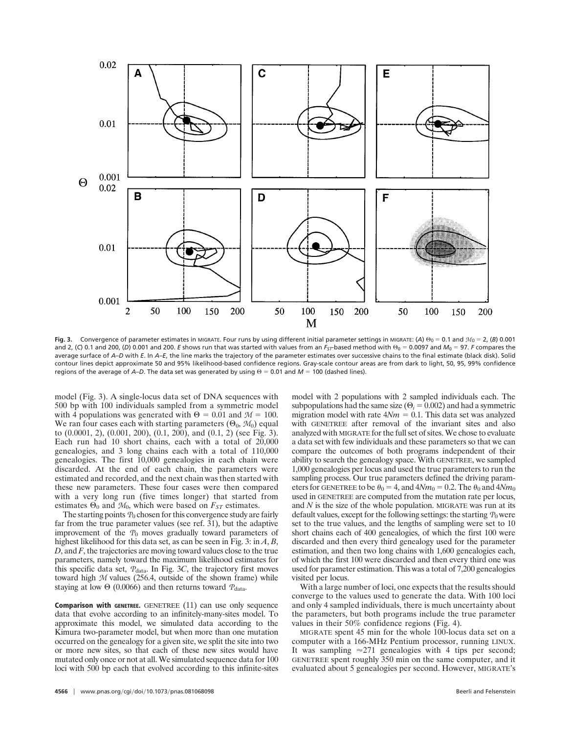Fig. 3. Convergence of parameter estimates in MIGRATE. Four runs by using different initial parameter settings in MIGRATE: (*A*) $\Theta_0 = 0.1$ and $\mathcal{M}_0 = 2$, (*B*) 0.001 and 2, (*C*) 0.1 and 200, (*D*) 0.001 and 200. *E* shows run that was started with values from an $F_{ST}$-based method with $\Theta_0 = 0.0097$ and $M_0 = 97$. *F* compares the average surface of *A*–*D* with *E*. In *A*–*E*, the line marks the trajectory of the parameter estimates over successive chains to the final estimate (black disk). Solid contour lines depict approximate 50 and 95% likelihood-based confidence regions. Gray-scale contour areas are from dark to light, 50, 95, 99% confidence regions of the average of *A*–*D*. The data set was generated by using $\Theta = 0.01$ and $M = 100$ (dashed lines).

model (Fig. 3). A single-locus data set of DNA sequences with 500 bp with 100 individuals sampled from a symmetric model with 4 populations was generated with $\Theta = 0.01$ and $\mathcal{M} = 100$. We ran four cases each with starting parameters ($\Theta_0$, $\mathcal{M}_0$) equal to (0.0001, 2), (0.001, 200), (0.1, 200), and (0.1, 2) (see Fig. 3). Each run had 10 short chains, each with a total of 20,000 genealogies, and 3 long chains each with a total of 110,000 genealogies. The first 10,000 genealogies in each chain were discarded. At the end of each chain, the parameters were estimated and recorded, and the next chain was then started with these new parameters. These four cases were then compared with a very long run (five times longer) that started from estimates $\Theta_0$ and $\mathcal{M}_0$, which were based on $F_{ST}$ estimates.

The starting points $\mathcal{P}_0$ chosen for this convergence study are fairly far from the true parameter values (see ref. 31), but the adaptive improvement of the $\mathcal{P}_0$ moves gradually toward parameters of highest likelihood for this data set, as can be seen in Fig. 3: in *A*, *B*, *D*, and *F*, the trajectories are moving toward values close to the true parameters, namely toward the maximum likelihood estimates for this specific data set, $\mathcal{P}_{\text{data}}$. In Fig. 3*C*, the trajectory first moves toward high $\mathcal{M}$ values (256.4, outside of the shown frame) while staying at low $\Theta$ (0.0066) and then returns toward $\mathcal{P}_{\text{data}}$.

**Comparison with GENETREE.** GENETREE (11) can use only sequence data that evolve according to an infinitely-many-sites model. To approximate this model, we simulated data according to the Kimura two-parameter model, but when more than one mutation occurred on the genealogy for a given site, we split the site into two or more new sites, so that each of these new sites would have mutated only once or not at all. We simulated sequence data for 100 loci with 500 bp each that evolved according to this infinite-sites model with 2 populations with 2 sampled individuals each. The subpopulations had the same size ($\Theta_i = 0.002$) and had a symmetric migration model with rate $4Nm = 0.1$. This data set was analyzed with GENETREE after removal of the invariant sites and also analyzed with MIGRATE for the full set of sites. We chose to evaluate a data set with few individuals and these parameters so that we can compare the outcomes of both programs independent of their ability to search the genealogy space. With GENETREE, we sampled 1,000 genealogies per locus and used the true parameters to run the sampling process. Our true parameters defined the driving parameters for GENETREE to be $\theta_0 = 4$, and $4Nm_0 = 0.2$. The $\theta_0$ and $4Nm_0$ used in GENETREE are computed from the mutation rate per locus, and $N$ is the size of the whole population. MIGRATE was run at its default values, except for the following settings: the starting $\mathcal{P}_0$ were set to the true values, and the lengths of sampling were set to 10 short chains each of 400 genealogies, of which the first 100 were discarded and then every third genealogy used for the parameter estimation, and then two long chains with 1,600 genealogies each, of which the first 100 were discarded and then every third one was used for parameter estimation. This was a total of 7,200 genealogies visited per locus.

With a large number of loci, one expects that the results should converge to the values used to generate the data. With 100 loci and only 4 sampled individuals, there is much uncertainty about the parameters, but both programs include the true parameter values in their 50% confidence regions (Fig. 4).

MIGRATE spent 45 min for the whole 100-locus data set on a computer with a 166-MHz Pentium processor, running LINUX. It was sampling ≈271 genealogies with 4 tips per second; GENETREE spent roughly 350 min on the same computer, and it evaluated about 5 genealogies per second. However, MIGRATE's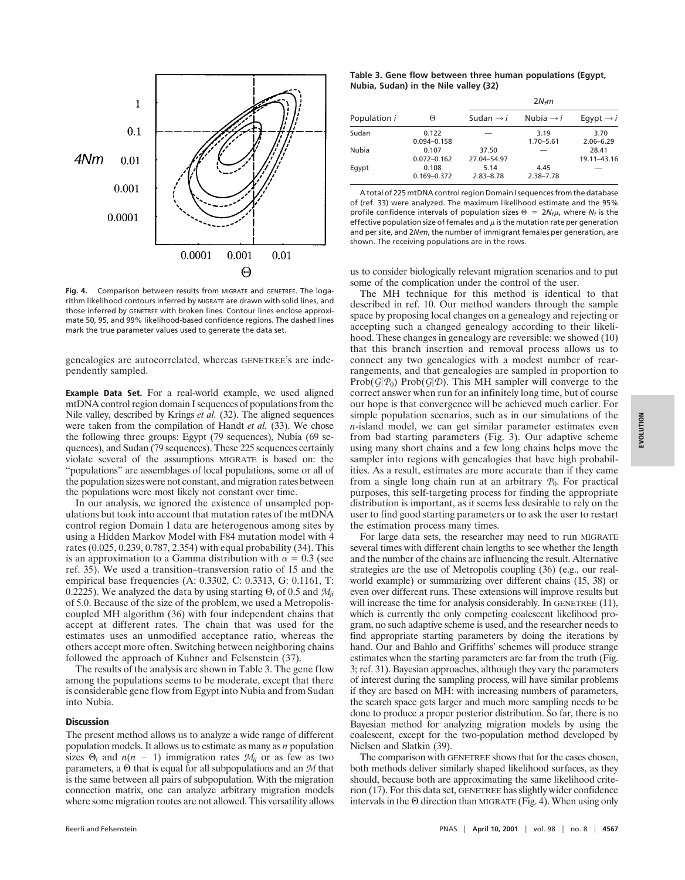Fig. 4. Comparison between results from MIGRATE and GENETREE. The logarithm likelihood contours inferred by MIGRATE are drawn with solid lines, and those inferred by GENETREE with broken lines. Contour lines enclose approximate 50, 95, and 99% likelihood-based confidence regions. The dashed lines mark the true parameter values used to generate the data set.

genealogies are autocorrelated, whereas GENETREE's are independently sampled.

**Example Data Set.** For a real-world example, we used aligned mtDNA control region domain I sequences of populations from the Nile valley, described by Krings *et al.* (32). The aligned sequences were taken from the compilation of Handt *et al.* (33). We chose the following three groups: Egypt (79 sequences), Nubia (69 sequences), and Sudan (79 sequences). These 225 sequences certainly violate several of the assumptions MIGRATE is based on: the "populations" are assemblages of local populations, some or all of the population sizes were not constant, and migration rates between the populations were most likely not constant over time.

In our analysis, we ignored the existence of unsampled populations but took into account that mutation rates of the mtDNA control region Domain I data are heterogenous among sites by using a Hidden Markov Model with F84 mutation model with 4 rates (0.025, 0.239, 0.787, 2.354) with equal probability (34). This is an approximation to a Gamma distribution with $\alpha = 0.3$ (see ref. 35). We used a transition–transversion ratio of 15 and the empirical base frequencies (A: 0.3302, C: 0.3313, G: 0.1161, T: 0.2225). We analyzed the data by using starting $\Theta_i$ of 0.5 and $\mathcal{M}_{ji}$ of 5.0. Because of the size of the problem, we used a Metropolis-coupled MH algorithm (36) with four independent chains that accept at different rates. The chain that was used for the estimates uses an unmodified acceptance ratio, whereas the others accept more often. Switching between neighboring chains followed the approach of Kuhner and Felsenstein (37).

The results of the analysis are shown in Table 3. The gene flow among the populations seems to be moderate, except that there is considerable gene flow from Egypt into Nubia and from Sudan into Nubia.

## Discussion

The present method allows us to analyze a wide range of different population models. It allows us to estimate as many as $n$ population sizes $\Theta_i$ and $n(n-1)$ immigration rates $\mathcal{M}_{ij}$ or as few as two parameters, a $\Theta$ that is equal for all subpopulations and an $\mathcal{M}$ that is the same between all pairs of subpopulation. With the migration connection matrix, one can analyze arbitrary migration models where some migration routes are not allowed. This versatility allows us to consider biologically relevant migration scenarios and to put some of the complication under the control of the user.

**Table 3. Gene flow between three human populations (Egypt, Nubia, Sudan) in the Nile valley (32)**

| Population $i$ | $\Theta$ | $2N_fm$ | | |
|---|---|---|---|---|
| | | Sudan $\rightarrow i$ | Nubia $\rightarrow i$ | Egypt $\rightarrow i$ |
| Sudan | 0.122 | — | 3.19 | 3.70 |
| | 0.094–0.158 | | 1.70–5.61 | 2.06–6.29 |
| Nubia | 0.107 | 37.50 | — | 28.41 |
| | 0.072–0.162 | 27.04–54.97 | | 19.11–43.16 |
| Egypt | 0.108 | 5.14 | 4.45 | — |
| | 0.169–0.372 | 2.83–8.78 | 2.38–7.78 | |

A total of 225 mtDNA control region Domain I sequences from the database of (ref. 33) were analyzed. The maximum likelihood estimate and the 95% profile confidence intervals of population sizes $\Theta = 2N_f\mu$, where $N_f$ is the effective population size of females and $\mu$ is the mutation rate per generation and per site, and $2N_fm$, the number of immigrant females per generation, are shown. The receiving populations are in the rows.

The MH technique for this method is identical to that described in ref. 10. Our method wanders through the sample space by proposing local changes on a genealogy and rejecting or accepting such a changed genealogy according to their likelihood. These changes in genealogy are reversible: we showed (10) that this branch insertion and removal process allows us to connect any two genealogies with a modest number of rearrangements, and that genealogies are sampled in proportion to $\text{Prob}(\mathcal{G}|\mathcal{P}_0)\ \text{Prob}(\mathcal{G}|\mathcal{D})$. This MH sampler will converge to the correct answer when run for an infinitely long time, but of course our hope is that convergence will be achieved much earlier. For simple population scenarios, such as in our simulations of the $n$-island model, we can get similar parameter estimates even from bad starting parameters (Fig. 3). Our adaptive scheme using many short chains and a few long chains helps move the sampler into regions with genealogies that have high probabilities. As a result, estimates are more accurate than if they came from a single long chain run at an arbitrary $\mathcal{P}_0$. For practical purposes, this self-targeting process for finding the appropriate distribution is important, as it seems less desirable to rely on the user to find good starting parameters or to ask the user to restart the estimation process many times.

For large data sets, the researcher may need to run MIGRATE several times with different chain lengths to see whether the length and the number of the chains are influencing the result. Alternative strategies are the use of Metropolis coupling (36) (e.g., our real-world example) or summarizing over different chains (15, 38) or even over different runs. These extensions will improve results but will increase the time for analysis considerably. In GENETREE (11), which is currently the only competing coalescent likelihood program, no such adaptive scheme is used, and the researcher needs to find appropriate starting parameters by doing the iterations by hand. Our and Bahlo and Griffiths' schemes will produce strange estimates when the starting parameters are far from the truth (Fig. 3; ref. 31). Bayesian approaches, although they vary the parameters of interest during the sampling process, will have similar problems if they are based on MH: with increasing numbers of parameters, the search space gets larger and much more sampling needs to be done to produce a proper posterior distribution. So far, there is no Bayesian method for analyzing migration models by using the coalescent, except for the two-population method developed by Nielsen and Slatkin (39).

The comparison with GENETREE shows that for the cases chosen, both methods deliver similarly shaped likelihood surfaces, as they should, because both are approximating the same likelihood criterion (17). For this data set, GENETREE has slightly wider confidence intervals in the $\Theta$ direction than MIGRATE (Fig. 4). When using only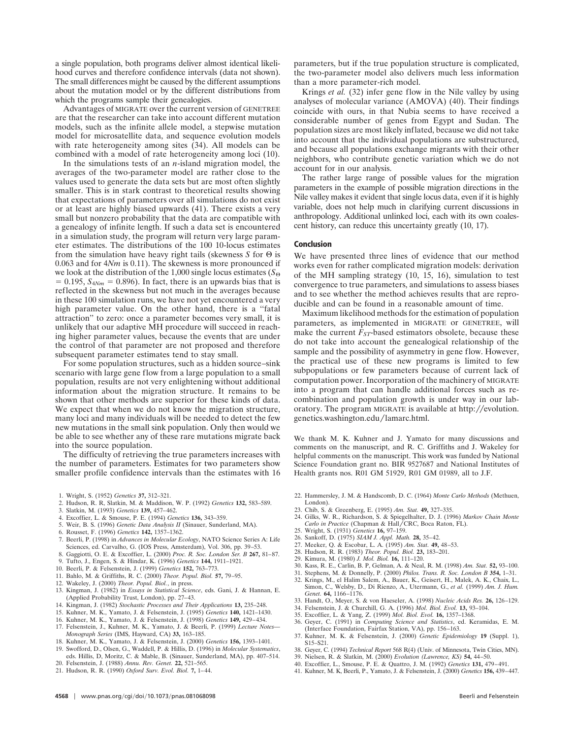a single population, both programs deliver almost identical likelihood curves and therefore confidence intervals (data not shown). The small differences might be caused by the different assumptions about the mutation model or by the different distributions from which the programs sample their genealogies.

Advantages of MIGRATE over the current version of GENETREE are that the researcher can take into account different mutation models, such as the infinite allele model, a stepwise mutation model for microsatellite data, and sequence evolution models with rate heterogeneity among sites (34). All models can be combined with a model of rate heterogeneity among loci (10).

In the simulations tests of an $n$-island migration model, the averages of the two-parameter model are rather close to the values used to generate the data sets but are most often slightly smaller. This is in stark contrast to theoretical results showing that expectations of parameters over all simulations do not exist or at least are highly biased upwards (41). There exists a very small but nonzero probability that the data are compatible with a genealogy of infinite length. If such a data set is encountered in a simulation study, the program will return very large parameter estimates. The distributions of the 100 10-locus estimates from the simulation have heavy right tails (skewness $S$ for $\Theta$ is 0.063 and for $4Nm$ is 0.11). The skewness is more pronounced if we look at the distribution of the 1,000 single locus estimates ($S_{\Theta} = 0.195$, $S_{4Nm} = 0.896$). In fact, there is an upwards bias that is reflected in the skewness but not much in the averages because in these 100 simulation runs, we have not yet encountered a very high parameter value. On the other hand, there is a "fatal attraction" to zero: once a parameter becomes very small, it is unlikely that our adaptive MH procedure will succeed in reaching higher parameter values, because the events that are under the control of that parameter are not proposed and therefore subsequent parameter estimates tend to stay small.

For some population structures, such as a hidden source–sink scenario with large gene flow from a large population to a small population, results are not very enlightening without additional information about the migration structure. It remains to be shown that other methods are superior for these kinds of data. We expect that when we do not know the migration structure, many loci and many individuals will be needed to detect the few new mutations in the small sink population. Only then would we be able to see whether any of these rare mutations migrate back into the source population.

The difficulty of retrieving the true parameters increases with the number of parameters. Estimates for two parameters show smaller profile confidence intervals than the estimates with 16 parameters, but if the true population structure is complicated, the two-parameter model also delivers much less information than a more parameter-rich model.

Krings *et al.* (32) infer gene flow in the Nile valley by using analyses of molecular variance (AMOVA) (40). Their findings coincide with ours, in that Nubia seems to have received a considerable number of genes from Egypt and Sudan. The population sizes are most likely inflated, because we did not take into account that the individual populations are substructured, and because all populations exchange migrants with their other neighbors, who contribute genetic variation which we do not account for in our analysis.

The rather large range of possible values for the migration parameters in the example of possible migration directions in the Nile valley makes it evident that single locus data, even if it is highly variable, does not help much in clarifying current discussions in anthropology. Additional unlinked loci, each with its own coalescent history, can reduce this uncertainty greatly (10, 17).

## Conclusion

We have presented three lines of evidence that our method works even for rather complicated migration models: derivation of the MH sampling strategy (10, 15, 16), simulation to test convergence to true parameters, and simulations to assess biases and to see whether the method achieves results that are reproducible and can be found in a reasonable amount of time.

Maximum likelihood methods for the estimation of population parameters, as implemented in MIGRATE or GENETREE, will make the current $F_{ST}$-based estimators obsolete, because these do not take into account the genealogical relationship of the sample and the possibility of asymmetry in gene flow. However, the practical use of these new programs is limited to few subpopulations or few parameters because of current lack of computation power. Incorporation of the machinery of MIGRATE into a program that can handle additional forces such as recombination and population growth is under way in our laboratory. The program MIGRATE is available at http://evolution.genetics.washington.edu/lamarc.html.

We thank M. K. Kuhner and J. Yamato for many discussions and comments on the manuscript, and R. C. Griffiths and J. Wakeley for helpful comments on the manuscript. This work was funded by National Science Foundation grant no. BIR 9527687 and National Institutes of Health grants nos. R01 GM 51929, R01 GM 01989, all to J.F.

1. Wright, S. (1952) *Genetics* **37,** 312–321.
2. Hudson, R. R, Slatkin, M. & Maddison, W. P. (1992) *Genetics* **132,** 583–589.
3. Slatkin, M. (1993) *Genetics* **139,** 457–462.
4. Excoffier, L. & Smouse, P. E. (1994) *Genetics* **136,** 343–359.
5. Weir, B. S. (1996) *Genetic Data Analysis II* (Sinauer, Sunderland, MA).
6. Rousset, F. (1996) *Genetics* **142,** 1357–1362.
7. Beerli, P. (1998) in *Advances in Molecular Ecology*, NATO Science Series A: Life Sciences, ed. Carvalho, G. (IOS Press, Amsterdam), Vol. 306, pp. 39–53.
8. Gaggiotti, O. E. & Excoffier, L. (2000) *Proc. R. Soc. London Ser. B* **267,** 81–87.
9. Tufto, J., Engen, S. & Hindar, K. (1996) *Genetics* **144,** 1911–1921.
10. Beerli, P. & Felsenstein, J. (1999) *Genetics* **152,** 763–773.
11. Bahlo, M. & Griffiths, R. C. (2000) *Theor. Popul. Biol.* **57,** 79–95.
12. Wakeley, J. (2000) *Theor. Popul. Biol.*, in press.
13. Kingman, J. (1982) in *Essays in Statistical Science*, eds. Gani, J. & Hannan, E. (Applied Probability Trust, London), pp. 27–43.
14. Kingman, J. (1982) *Stochastic Processes and Their Applications* **13,** 235–248.
15. Kuhner, M. K., Yamato, J. & Felsenstein, J. (1995) *Genetics* **140,** 1421–1430.
16. Kuhner, M. K., Yamato, J. & Felsenstein, J. (1998) *Genetics* **149,** 429–434.
17. Felsenstein, J., Kuhner, M. K., Yamato, J. & Beerli, P. (1999) *Lecture Notes—Monograph Series* (IMS, Hayward, CA) **33,** 163–185.
18. Kuhner, M. K., Yamato, J. & Felsenstein, J. (2000) *Genetics* **156,** 1393–1401.
19. Swofford, D., Olsen, G., Waddell, P. & Hillis, D. (1996) in *Molecular Systematics*, eds. Hillis, D, Moritz, C. & Mable, B. (Sinauer, Sunderland, MA), pp. 407–514.
20. Felsenstein, J. (1988) *Annu. Rev. Genet.* **22,** 521–565.
21. Hudson, R. R. (1990) *Oxford Surv. Evol. Biol.* **7,** 1–44.
22. Hammersley, J. M. & Handscomb, D. C. (1964) *Monte Carlo Methods* (Methuen, London).
23. Chib, S. & Greenberg, E. (1995) *Am. Stat.* **49,** 327–335.
24. Gilks, W. R., Richardson, S. & Spiegelhalter, D. J. (1996) *Markov Chain Monte Carlo in Practice* (Chapman & Hall/CRC, Boca Raton, FL).
25. Wright, S. (1931) *Genetics* **16,** 97–159.
26. Sankoff, D. (1975) *SIAM J. Appl. Math.* **28,** 35–42.
27. Meeker, Q. & Escobar, L. A. (1995) *Am. Stat.* **49,** 48–53.
28. Hudson, R. R. (1983) *Theor. Popul. Biol.* **23,** 183–201.
29. Kimura, M. (1980) *J. Mol. Biol.* **16,** 111–120.
30. Kass, R. E., Carlin, B. P, Gelman, A. & Neal, R. M. (1998) *Am. Stat.* **52,** 93–100.
31. Stephens, M. & Donnelly, P. (2000) *Philos. Trans. R. Soc. London B* **354,** 1–31.
32. Krings, M., el Halim Salem, A., Bauer, K., Geisert, H., Malek, A. K., Chaix, L., Simon, C., Welsby, D., Di Rienzo, A., Utermann, G., *et al.* (1999) *Am. J. Hum. Genet.* **64,** 1166–1176.
33. Handt, O., Meyer, S. & von Haeseler, A. (1998) *Nucleic Acids Res.* **26,** 126–129.
34. Felsenstein, J. & Churchill, G. A. (1996) *Mol. Biol. Evol.* **13,** 93–104.
35. Excoffier, L. & Yang, Z. (1999) *Mol. Biol. Evol.* **16,** 1357–1368.
36. Geyer, C. (1991) in *Computing Science and Statistics*, ed. Keramidas, E. M. (Interface Foundation, Fairfax Station, VA), pp. 156–163.
37. Kuhner, M. K. & Felsenstein, J. (2000) *Genetic Epidemiology* **19** (Suppl. 1), S15–S21.
38. Geyer, C. (1994) *Technical Report* 568 R(4) (Univ. of Minnesota, Twin Cities, MN).
39. Nielsen, R. & Slatkin, M. (2000) *Evolution (Lawrence, KS)* **54,** 44–50.
40. Excoffier, L., Smouse, P. E. & Quattro, J. M. (1992) *Genetics* **131,** 479–491.
41. Kuhner, M. K, Beerli, P., Yamato, J. & Felsenstein, J. (2000) *Genetics* **156,** 439–447.